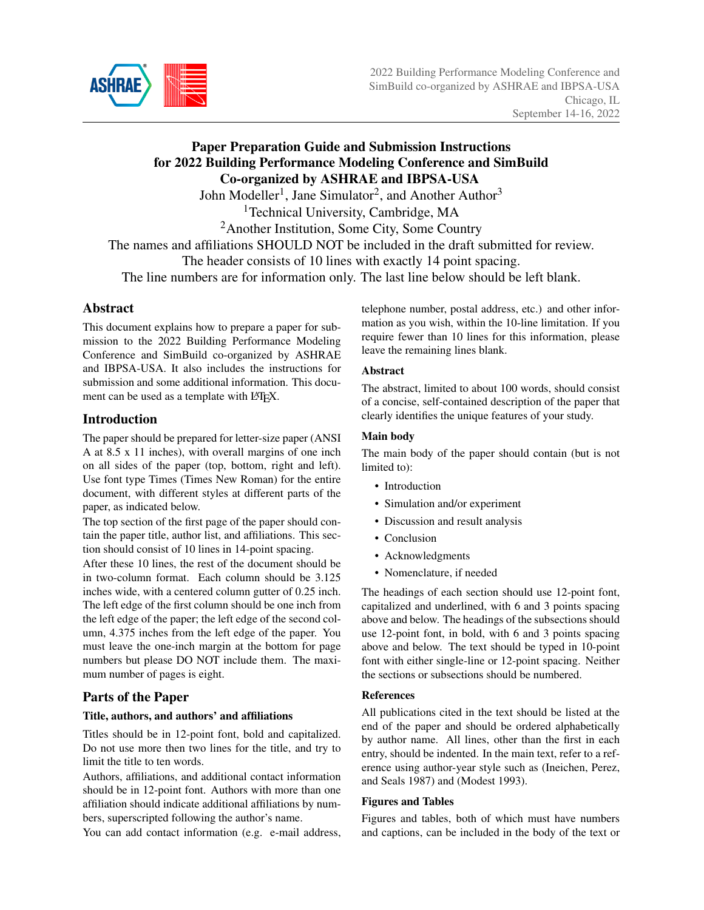# Paper Preparation Guide and Submission Instructions for 2022 Building Performance Modeling Conference and SimBuild Co-organized by ASHRAE and IBPSA-USA

John Modeller[1], Jane Simulator[2], and Another Author[3]

[1]Technical University, Cambridge, MA

[2]Another Institution, Some City, Some Country

The names and affiliations SHOULD NOT be included in the draft submitted for review.

The header consists of 10 lines with exactly 14 point spacing.

The line numbers are for information only. The last line below should be left blank.

## Abstract

This document explains how to prepare a paper for submission to the 2022 Building Performance Modeling Conference and SimBuild co-organized by ASHRAE and IBPSA-USA. It also includes the instructions for submission and some additional information. This document can be used as a template with LaTeX.

## Introduction

The paper should be prepared for letter-size paper (ANSI A at 8.5 x 11 inches), with overall margins of one inch on all sides of the paper (top, bottom, right and left). Use font type Times (Times New Roman) for the entire document, with different styles at different parts of the paper, as indicated below.

The top section of the first page of the paper should contain the paper title, author list, and affiliations. This section should consist of 10 lines in 14-point spacing.

After these 10 lines, the rest of the document should be in two-column format. Each column should be 3.125 inches wide, with a centered column gutter of 0.25 inch. The left edge of the first column should be one inch from the left edge of the paper; the left edge of the second column, 4.375 inches from the left edge of the paper. You must leave the one-inch margin at the bottom for page numbers but please DO NOT include them. The maximum number of pages is eight.

## Parts of the Paper

### Title, authors, and authors' and affiliations

Titles should be in 12-point font, bold and capitalized. Do not use more then two lines for the title, and try to limit the title to ten words.

Authors, affiliations, and additional contact information should be in 12-point font. Authors with more than one affiliation should indicate additional affiliations by numbers, superscripted following the author's name.

You can add contact information (e.g. e-mail address, telephone number, postal address, etc.) and other information as you wish, within the 10-line limitation. If you require fewer than 10 lines for this information, please leave the remaining lines blank.

### Abstract

The abstract, limited to about 100 words, should consist of a concise, self-contained description of the paper that clearly identifies the unique features of your study.

### Main body

The main body of the paper should contain (but is not limited to):

- Introduction
- Simulation and/or experiment
- Discussion and result analysis
- Conclusion
- Acknowledgments
- Nomenclature, if needed

The headings of each section should use 12-point font, capitalized and underlined, with 6 and 3 points spacing above and below. The headings of the subsections should use 12-point font, in bold, with 6 and 3 points spacing above and below. The text should be typed in 10-point font with either single-line or 12-point spacing. Neither the sections or subsections should be numbered.

### References

All publications cited in the text should be listed at the end of the paper and should be ordered alphabetically by author name. All lines, other than the first in each entry, should be indented. In the main text, refer to a reference using author-year style such as (Ineichen, Perez, and Seals 1987) and (Modest 1993).

### Figures and Tables

Figures and tables, both of which must have numbers and captions, can be included in the body of the text or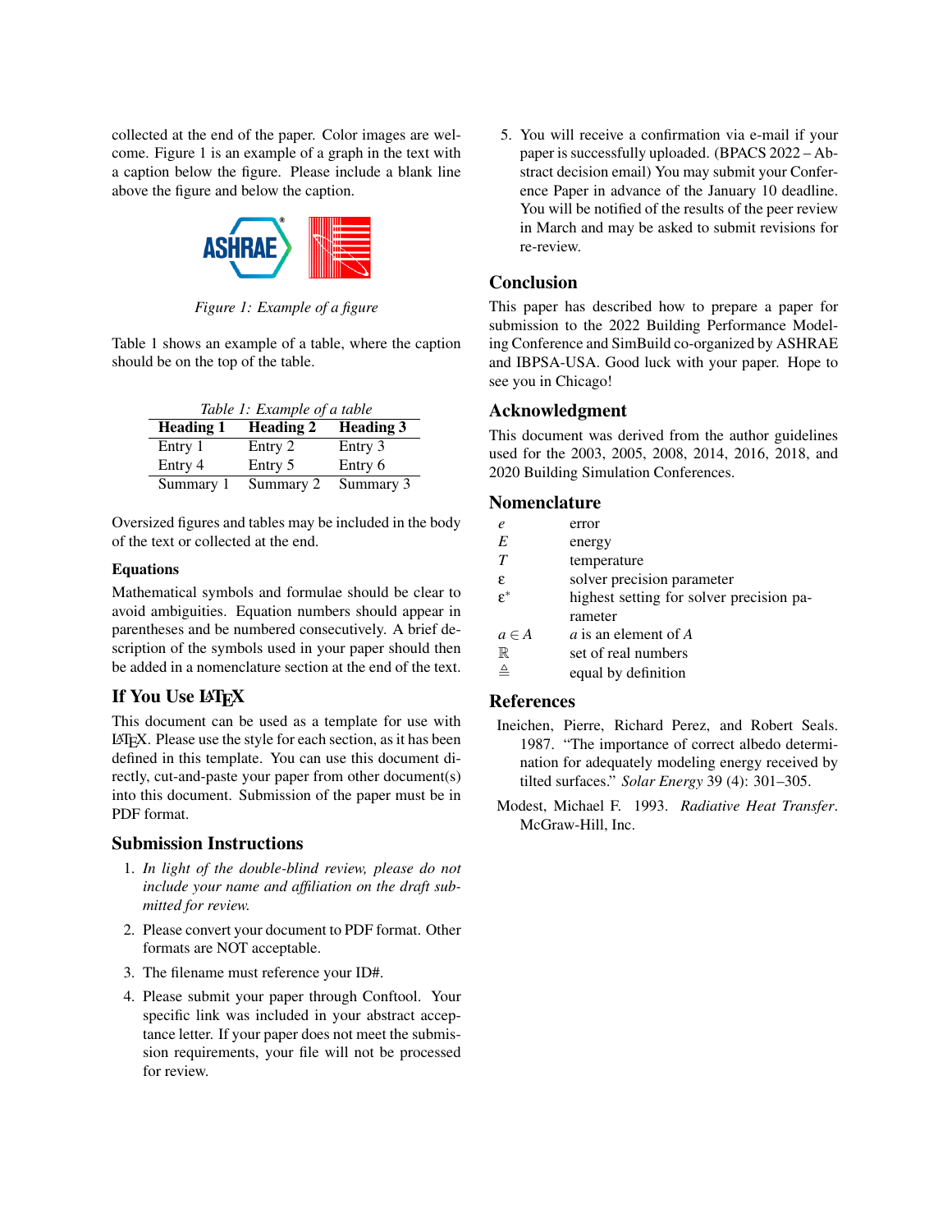collected at the end of the paper. Color images are welcome. Figure 1 is an example of a graph in the text with a caption below the figure. Please include a blank line above the figure and below the caption.

*Figure 1: Example of a figure*

Table 1 shows an example of a table, where the caption should be on the top of the table.

*Table 1: Example of a table*

| **Heading 1** | **Heading 2** | **Heading 3** |
|---|---|---|
| Entry 1 | Entry 2 | Entry 3 |
| Entry 4 | Entry 5 | Entry 6 |
| Summary 1 | Summary 2 | Summary 3 |

Oversized figures and tables may be included in the body of the text or collected at the end.

### Equations

Mathematical symbols and formulae should be clear to avoid ambiguities. Equation numbers should appear in parentheses and be numbered consecutively. A brief description of the symbols used in your paper should then be added in a nomenclature section at the end of the text.

## If You Use LaTeX

This document can be used as a template for use with LaTeX. Please use the style for each section, as it has been defined in this template. You can use this document directly, cut-and-paste your paper from other document(s) into this document. Submission of the paper must be in PDF format.

## Submission Instructions

1. *In light of the double-blind review, please do not include your name and affiliation on the draft submitted for review.*
2. Please convert your document to PDF format. Other formats are NOT acceptable.
3. The filename must reference your ID#.
4. Please submit your paper through Conftool. Your specific link was included in your abstract acceptance letter. If your paper does not meet the submission requirements, your file will not be processed for review.
5. You will receive a confirmation via e-mail if your paper is successfully uploaded. (BPACS 2022 – Abstract decision email) You may submit your Conference Paper in advance of the January 10 deadline. You will be notified of the results of the peer review in March and may be asked to submit revisions for re-review.

## Conclusion

This paper has described how to prepare a paper for submission to the 2022 Building Performance Modeling Conference and SimBuild co-organized by ASHRAE and IBPSA-USA. Good luck with your paper. Hope to see you in Chicago!

## Acknowledgment

This document was derived from the author guidelines used for the 2003, 2005, 2008, 2014, 2016, 2018, and 2020 Building Simulation Conferences.

## Nomenclature

| | |
|---|---|
| $e$ | error |
| $E$ | energy |
| $T$ | temperature |
| $\varepsilon$ | solver precision parameter |
| $\varepsilon^*$ | highest setting for solver precision parameter |
| $a \in A$ | $a$ is an element of $A$ |
| $\mathbb{R}$ | set of real numbers |
| $\triangleq$ | equal by definition |

## References

Ineichen, Pierre, Richard Perez, and Robert Seals. 1987. "The importance of correct albedo determination for adequately modeling energy received by tilted surfaces." *Solar Energy* 39 (4): 301–305.

Modest, Michael F. 1993. *Radiative Heat Transfer*. McGraw-Hill, Inc.